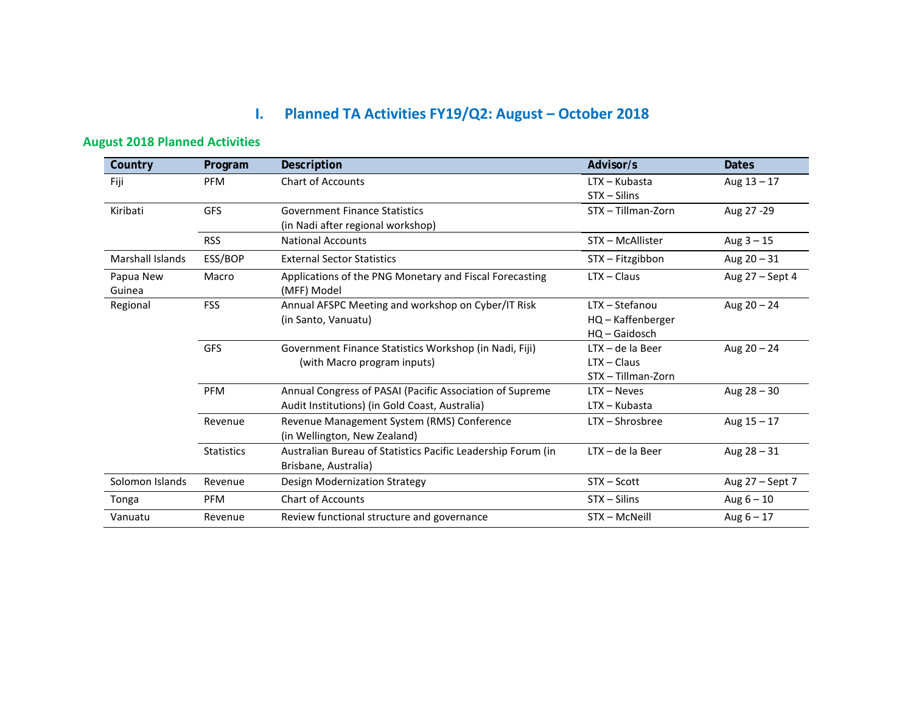# I. Planned TA Activities FY19/Q2: August – October 2018

## August 2018 Planned Activities

| Country | Program | Description | Advisor/s | Dates |
|---|---|---|---|---|
| Fiji | PFM | Chart of Accounts | LTX – Kubasta<br>STX – Silins | Aug 13 – 17 |
| Kiribati | GFS | Government Finance Statistics<br>(in Nadi after regional workshop) | STX – Tillman-Zorn | Aug 27 -29 |
| | RSS | National Accounts | STX – McAllister | Aug 3 – 15 |
| Marshall Islands | ESS/BOP | External Sector Statistics | STX – Fitzgibbon | Aug 20 – 31 |
| Papua New Guinea | Macro | Applications of the PNG Monetary and Fiscal Forecasting (MFF) Model | LTX – Claus | Aug 27 – Sept 4 |
| Regional | FSS | Annual AFSPC Meeting and workshop on Cyber/IT Risk<br>(in Santo, Vanuatu) | LTX – Stefanou<br>HQ – Kaffenberger<br>HQ – Gaidosch | Aug 20 – 24 |
| | GFS | Government Finance Statistics Workshop (in Nadi, Fiji)<br>(with Macro program inputs) | LTX – de la Beer<br>LTX – Claus<br>STX – Tillman-Zorn | Aug 20 – 24 |
| | PFM | Annual Congress of PASAI (Pacific Association of Supreme Audit Institutions) (in Gold Coast, Australia) | LTX – Neves<br>LTX – Kubasta | Aug 28 – 30 |
| | Revenue | Revenue Management System (RMS) Conference<br>(in Wellington, New Zealand) | LTX – Shrosbree | Aug 15 – 17 |
| | Statistics | Australian Bureau of Statistics Pacific Leadership Forum (in Brisbane, Australia) | LTX – de la Beer | Aug 28 – 31 |
| Solomon Islands | Revenue | Design Modernization Strategy | STX – Scott | Aug 27 – Sept 7 |
| Tonga | PFM | Chart of Accounts | STX – Silins | Aug 6 – 10 |
| Vanuatu | Revenue | Review functional structure and governance | STX – McNeill | Aug 6 – 17 |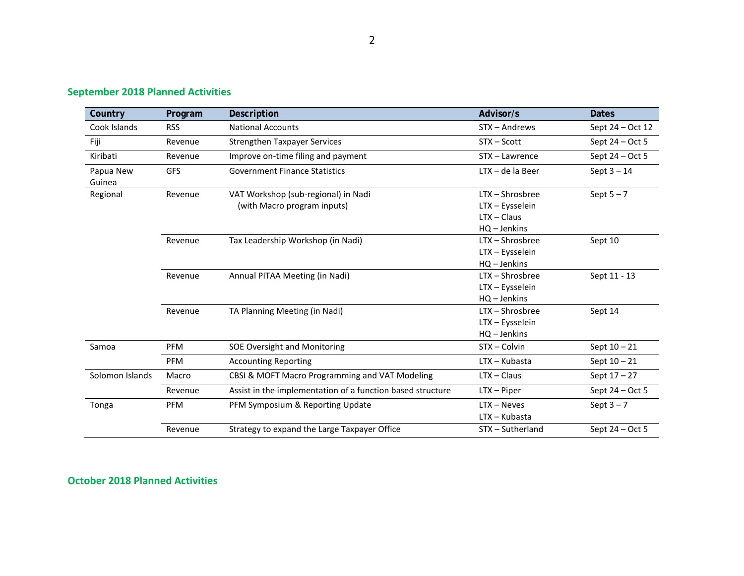## September 2018 Planned Activities

| Country | Program | Description | Advisor/s | Dates |
|---|---|---|---|---|
| Cook Islands | RSS | National Accounts | STX – Andrews | Sept 24 – Oct 12 |
| Fiji | Revenue | Strengthen Taxpayer Services | STX – Scott | Sept 24 – Oct 5 |
| Kiribati | Revenue | Improve on-time filing and payment | STX – Lawrence | Sept 24 – Oct 5 |
| Papua New Guinea | GFS | Government Finance Statistics | LTX – de la Beer | Sept 3 – 14 |
| Regional | Revenue | VAT Workshop (sub-regional) in Nadi (with Macro program inputs) | LTX – Shrosbree<br>LTX – Eysselein<br>LTX – Claus<br>HQ – Jenkins | Sept 5 – 7 |
| | Revenue | Tax Leadership Workshop (in Nadi) | LTX – Shrosbree<br>LTX – Eysselein<br>HQ – Jenkins | Sept 10 |
| | Revenue | Annual PITAA Meeting (in Nadi) | LTX – Shrosbree<br>LTX – Eysselein<br>HQ – Jenkins | Sept 11 - 13 |
| | Revenue | TA Planning Meeting (in Nadi) | LTX – Shrosbree<br>LTX – Eysselein<br>HQ – Jenkins | Sept 14 |
| Samoa | PFM | SOE Oversight and Monitoring | STX – Colvin | Sept 10 – 21 |
| | PFM | Accounting Reporting | LTX – Kubasta | Sept 10 – 21 |
| Solomon Islands | Macro | CBSI & MOFT Macro Programming and VAT Modeling | LTX – Claus | Sept 17 – 27 |
| | Revenue | Assist in the implementation of a function based structure | LTX – Piper | Sept 24 – Oct 5 |
| Tonga | PFM | PFM Symposium & Reporting Update | LTX – Neves<br>LTX – Kubasta | Sept 3 – 7 |
| | Revenue | Strategy to expand the Large Taxpayer Office | STX – Sutherland | Sept 24 – Oct 5 |

## October 2018 Planned Activities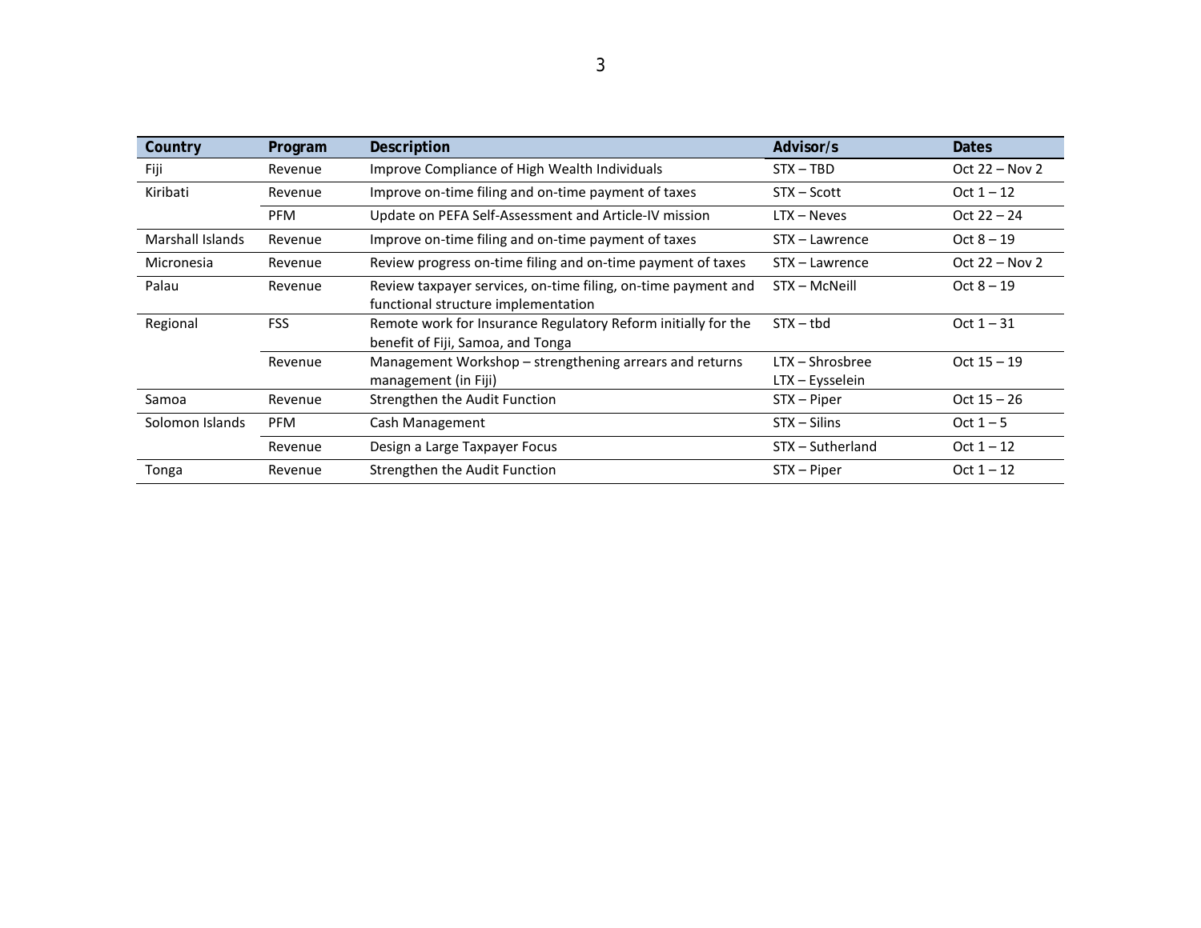| Country | Program | Description | Advisor/s | Dates |
|---|---|---|---|---|
| Fiji | Revenue | Improve Compliance of High Wealth Individuals | STX – TBD | Oct 22 – Nov 2 |
| Kiribati | Revenue | Improve on-time filing and on-time payment of taxes | STX – Scott | Oct 1 – 12 |
| | PFM | Update on PEFA Self-Assessment and Article-IV mission | LTX – Neves | Oct 22 – 24 |
| Marshall Islands | Revenue | Improve on-time filing and on-time payment of taxes | STX – Lawrence | Oct 8 – 19 |
| Micronesia | Revenue | Review progress on-time filing and on-time payment of taxes | STX – Lawrence | Oct 22 – Nov 2 |
| Palau | Revenue | Review taxpayer services, on-time filing, on-time payment and functional structure implementation | STX – McNeill | Oct 8 – 19 |
| Regional | FSS | Remote work for Insurance Regulatory Reform initially for the benefit of Fiji, Samoa, and Tonga | STX – tbd | Oct 1 – 31 |
| | Revenue | Management Workshop – strengthening arrears and returns management (in Fiji) | LTX – Shrosbree<br>LTX – Eysselein | Oct 15 – 19 |
| Samoa | Revenue | Strengthen the Audit Function | STX – Piper | Oct 15 – 26 |
| Solomon Islands | PFM | Cash Management | STX – Silins | Oct 1 – 5 |
| | Revenue | Design a Large Taxpayer Focus | STX – Sutherland | Oct 1 – 12 |
| Tonga | Revenue | Strengthen the Audit Function | STX – Piper | Oct 1 – 12 |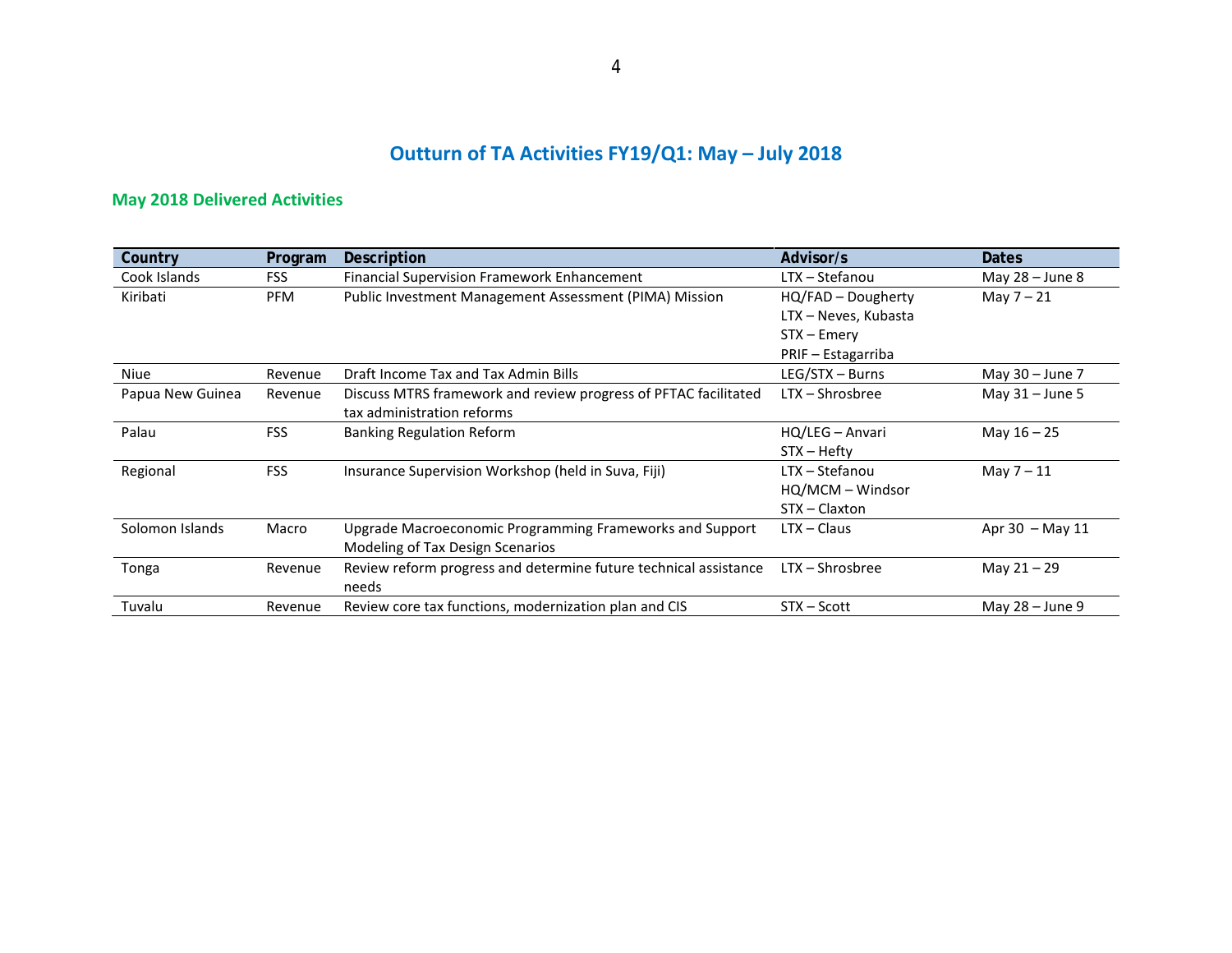# Outturn of TA Activities FY19/Q1: May – July 2018

## May 2018 Delivered Activities

| Country | Program | Description | Advisor/s | Dates |
|---|---|---|---|---|
| Cook Islands | FSS | Financial Supervision Framework Enhancement | LTX – Stefanou | May 28 – June 8 |
| Kiribati | PFM | Public Investment Management Assessment (PIMA) Mission | HQ/FAD – Dougherty<br>LTX – Neves, Kubasta<br>STX – Emery<br>PRIF – Estagarriba | May 7 – 21 |
| Niue | Revenue | Draft Income Tax and Tax Admin Bills | LEG/STX – Burns | May 30 – June 7 |
| Papua New Guinea | Revenue | Discuss MTRS framework and review progress of PFTAC facilitated tax administration reforms | LTX – Shrosbree | May 31 – June 5 |
| Palau | FSS | Banking Regulation Reform | HQ/LEG – Anvari<br>STX – Hefty | May 16 – 25 |
| Regional | FSS | Insurance Supervision Workshop (held in Suva, Fiji) | LTX – Stefanou<br>HQ/MCM – Windsor<br>STX – Claxton | May 7 – 11 |
| Solomon Islands | Macro | Upgrade Macroeconomic Programming Frameworks and Support Modeling of Tax Design Scenarios | LTX – Claus | Apr 30 – May 11 |
| Tonga | Revenue | Review reform progress and determine future technical assistance needs | LTX – Shrosbree | May 21 – 29 |
| Tuvalu | Revenue | Review core tax functions, modernization plan and CIS | STX – Scott | May 28 – June 9 |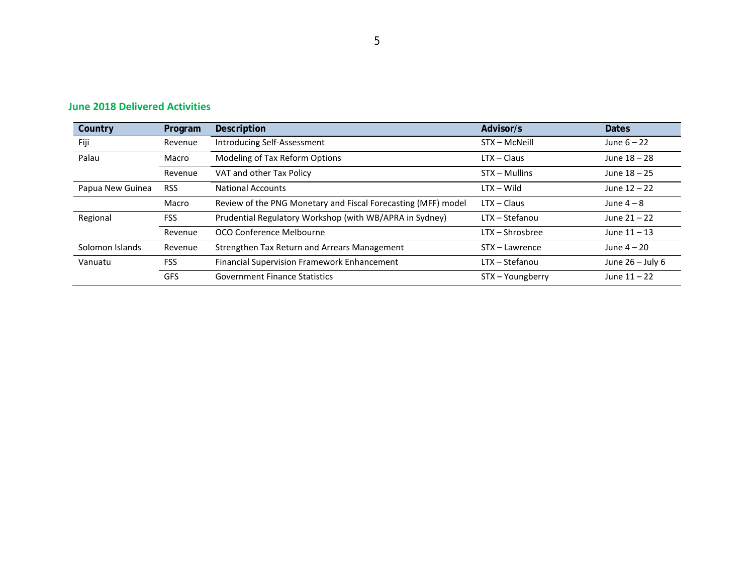## June 2018 Delivered Activities

| Country | Program | Description | Advisor/s | Dates |
|---|---|---|---|---|
| Fiji | Revenue | Introducing Self-Assessment | STX – McNeill | June 6 – 22 |
| Palau | Macro | Modeling of Tax Reform Options | LTX – Claus | June 18 – 28 |
| | Revenue | VAT and other Tax Policy | STX – Mullins | June 18 – 25 |
| Papua New Guinea | RSS | National Accounts | LTX – Wild | June 12 – 22 |
| | Macro | Review of the PNG Monetary and Fiscal Forecasting (MFF) model | LTX – Claus | June 4 – 8 |
| Regional | FSS | Prudential Regulatory Workshop (with WB/APRA in Sydney) | LTX – Stefanou | June 21 – 22 |
| | Revenue | OCO Conference Melbourne | LTX – Shrosbree | June 11 – 13 |
| Solomon Islands | Revenue | Strengthen Tax Return and Arrears Management | STX – Lawrence | June 4 – 20 |
| Vanuatu | FSS | Financial Supervision Framework Enhancement | LTX – Stefanou | June 26 – July 6 |
| | GFS | Government Finance Statistics | STX – Youngberry | June 11 – 22 |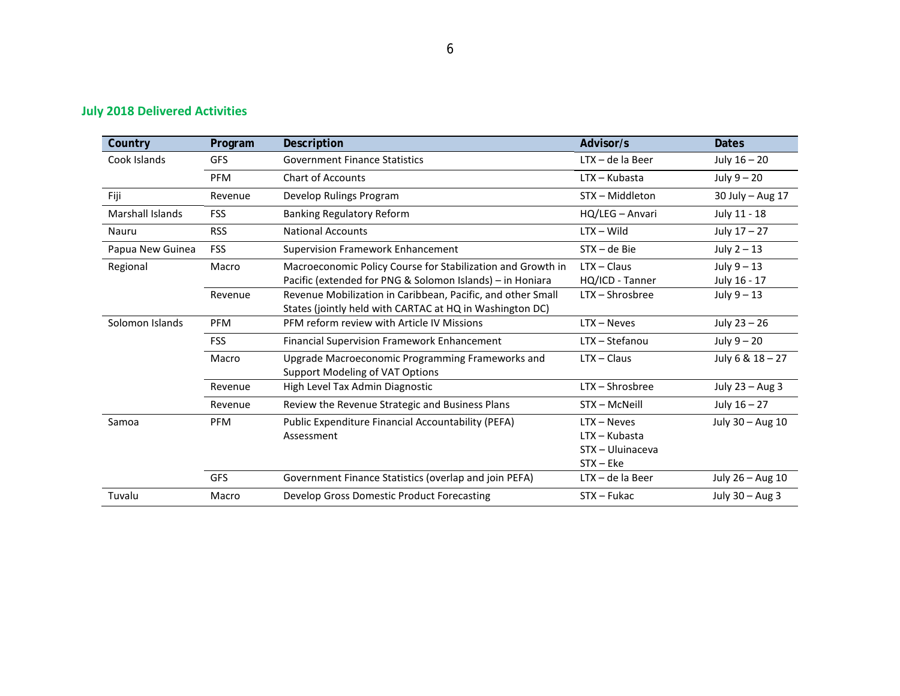## July 2018 Delivered Activities

| Country | Program | Description | Advisor/s | Dates |
|---|---|---|---|---|
| Cook Islands | GFS | Government Finance Statistics | LTX – de la Beer | July 16 – 20 |
| | PFM | Chart of Accounts | LTX – Kubasta | July 9 – 20 |
| Fiji | Revenue | Develop Rulings Program | STX – Middleton | 30 July – Aug 17 |
| Marshall Islands | FSS | Banking Regulatory Reform | HQ/LEG – Anvari | July 11 - 18 |
| Nauru | RSS | National Accounts | LTX – Wild | July 17 – 27 |
| Papua New Guinea | FSS | Supervision Framework Enhancement | STX – de Bie | July 2 – 13 |
| Regional | Macro | Macroeconomic Policy Course for Stabilization and Growth in Pacific (extended for PNG & Solomon Islands) – in Honiara | LTX – Claus<br>HQ/ICD - Tanner | July 9 – 13<br>July 16 - 17 |
| | Revenue | Revenue Mobilization in Caribbean, Pacific, and other Small States (jointly held with CARTAC at HQ in Washington DC) | LTX – Shrosbree | July 9 – 13 |
| Solomon Islands | PFM | PFM reform review with Article IV Missions | LTX – Neves | July 23 – 26 |
| | FSS | Financial Supervision Framework Enhancement | LTX – Stefanou | July 9 – 20 |
| | Macro | Upgrade Macroeconomic Programming Frameworks and Support Modeling of VAT Options | LTX – Claus | July 6 & 18 – 27 |
| | Revenue | High Level Tax Admin Diagnostic | LTX – Shrosbree | July 23 – Aug 3 |
| | Revenue | Review the Revenue Strategic and Business Plans | STX – McNeill | July 16 – 27 |
| Samoa | PFM | Public Expenditure Financial Accountability (PEFA) Assessment | LTX – Neves<br>LTX – Kubasta<br>STX – Uluinaceva<br>STX – Eke | July 30 – Aug 10 |
| | GFS | Government Finance Statistics (overlap and join PEFA) | LTX – de la Beer | July 26 – Aug 10 |
| Tuvalu | Macro | Develop Gross Domestic Product Forecasting | STX – Fukac | July 30 – Aug 3 |